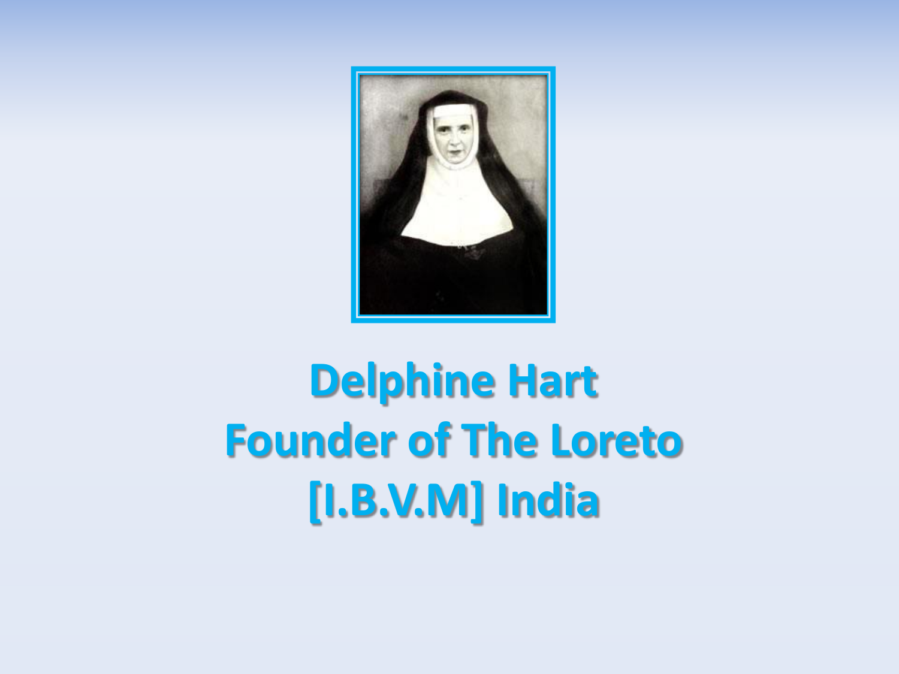# Delphine Hart
# Founder of The Loreto [I.B.V.M] India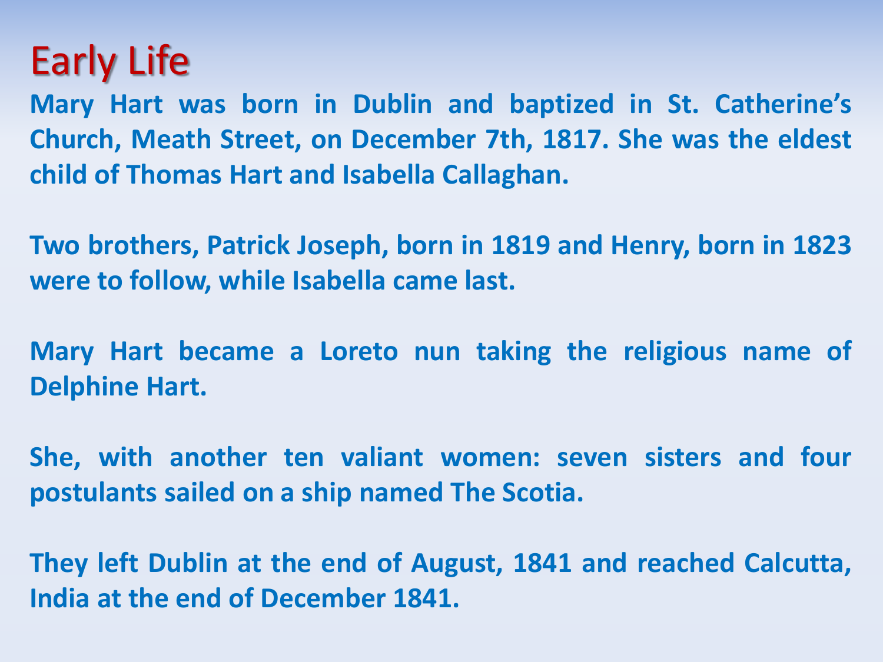# Early Life

**Mary Hart was born in Dublin and baptized in St. Catherine's Church, Meath Street, on December 7th, 1817. She was the eldest child of Thomas Hart and Isabella Callaghan.**

**Two brothers, Patrick Joseph, born in 1819 and Henry, born in 1823 were to follow, while Isabella came last.**

**Mary Hart became a Loreto nun taking the religious name of Delphine Hart.**

**She, with another ten valiant women: seven sisters and four postulants sailed on a ship named The Scotia.**

**They left Dublin at the end of August, 1841 and reached Calcutta, India at the end of December 1841.**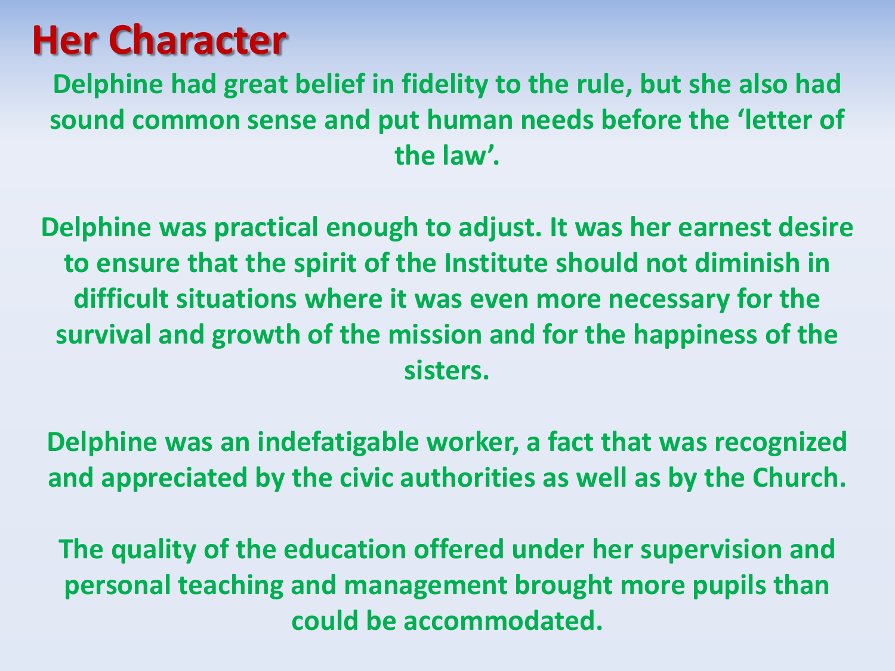# Her Character

**Delphine had great belief in fidelity to the rule, but she also had sound common sense and put human needs before the 'letter of the law'.**

**Delphine was practical enough to adjust. It was her earnest desire to ensure that the spirit of the Institute should not diminish in difficult situations where it was even more necessary for the survival and growth of the mission and for the happiness of the sisters.**

**Delphine was an indefatigable worker, a fact that was recognized and appreciated by the civic authorities as well as by the Church.**

**The quality of the education offered under her supervision and personal teaching and management brought more pupils than could be accommodated.**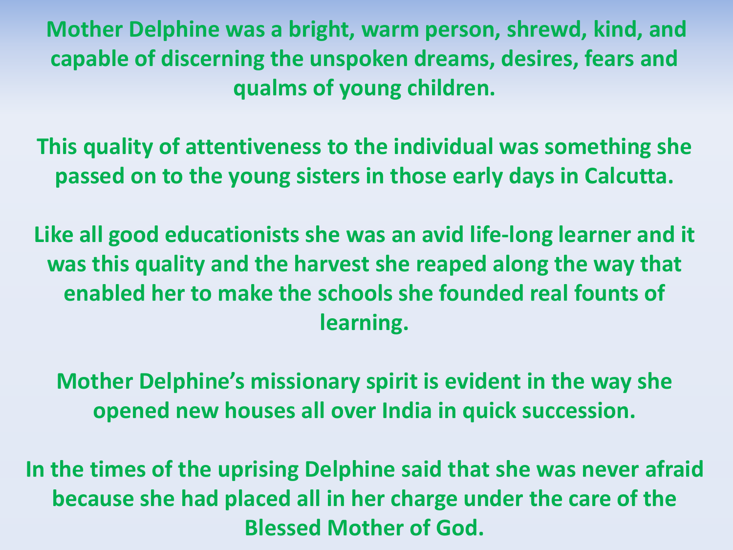**Mother Delphine was a bright, warm person, shrewd, kind, and capable of discerning the unspoken dreams, desires, fears and qualms of young children.**

**This quality of attentiveness to the individual was something she passed on to the young sisters in those early days in Calcutta.**

**Like all good educationists she was an avid life-long learner and it was this quality and the harvest she reaped along the way that enabled her to make the schools she founded real founts of learning.**

**Mother Delphine's missionary spirit is evident in the way she opened new houses all over India in quick succession.**

**In the times of the uprising Delphine said that she was never afraid because she had placed all in her charge under the care of the Blessed Mother of God.**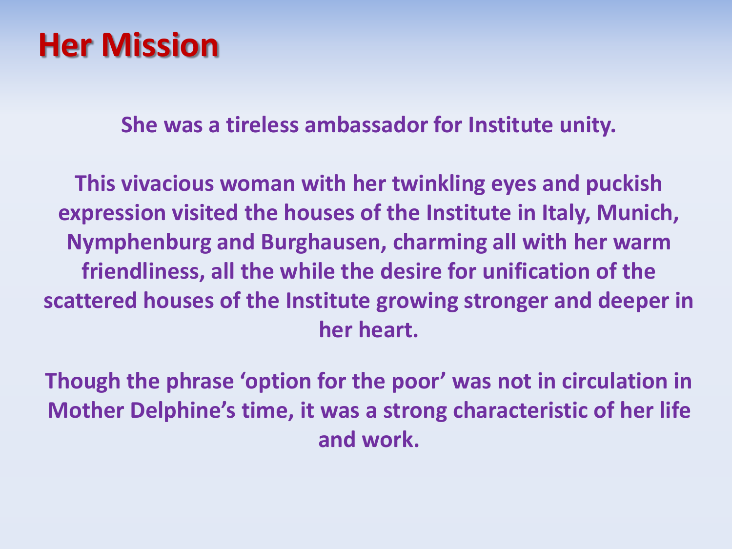# Her Mission

**She was a tireless ambassador for Institute unity.**

**This vivacious woman with her twinkling eyes and puckish expression visited the houses of the Institute in Italy, Munich, Nymphenburg and Burghausen, charming all with her warm friendliness, all the while the desire for unification of the scattered houses of the Institute growing stronger and deeper in her heart.**

**Though the phrase 'option for the poor' was not in circulation in Mother Delphine's time, it was a strong characteristic of her life and work.**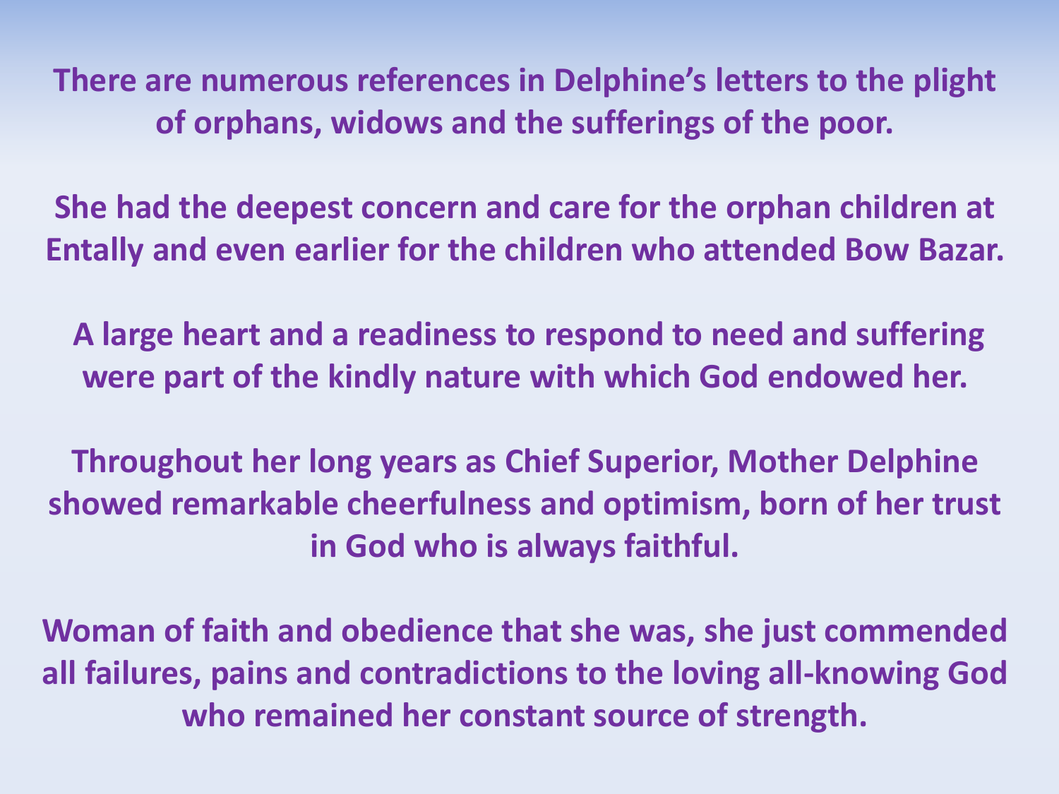**There are numerous references in Delphine's letters to the plight of orphans, widows and the sufferings of the poor.**

**She had the deepest concern and care for the orphan children at Entally and even earlier for the children who attended Bow Bazar.**

**A large heart and a readiness to respond to need and suffering were part of the kindly nature with which God endowed her.**

**Throughout her long years as Chief Superior, Mother Delphine showed remarkable cheerfulness and optimism, born of her trust in God who is always faithful.**

**Woman of faith and obedience that she was, she just commended all failures, pains and contradictions to the loving all-knowing God who remained her constant source of strength.**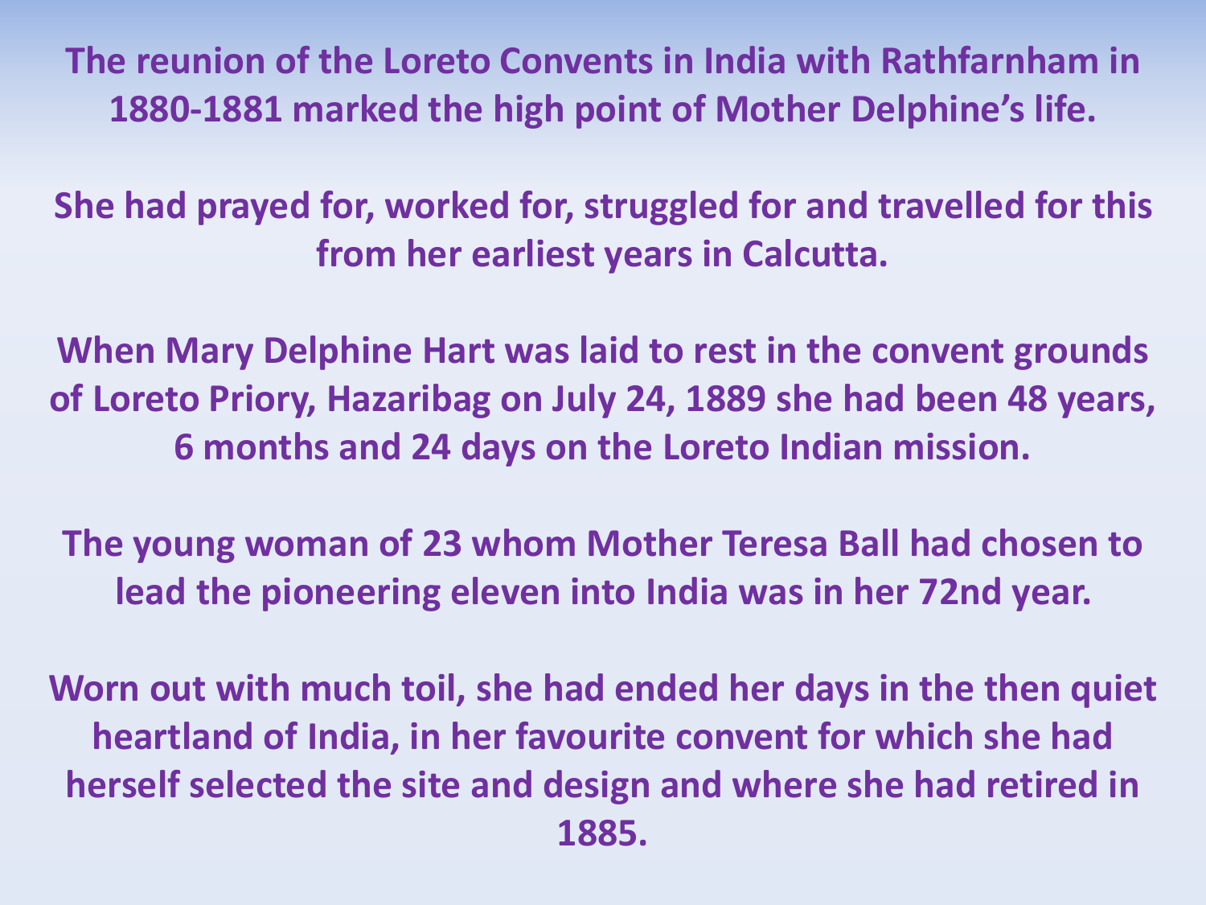**The reunion of the Loreto Convents in India with Rathfarnham in 1880-1881 marked the high point of Mother Delphine's life.**

**She had prayed for, worked for, struggled for and travelled for this from her earliest years in Calcutta.**

**When Mary Delphine Hart was laid to rest in the convent grounds of Loreto Priory, Hazaribag on July 24, 1889 she had been 48 years, 6 months and 24 days on the Loreto Indian mission.**

**The young woman of 23 whom Mother Teresa Ball had chosen to lead the pioneering eleven into India was in her 72nd year.**

**Worn out with much toil, she had ended her days in the then quiet heartland of India, in her favourite convent for which she had herself selected the site and design and where she had retired in 1885.**